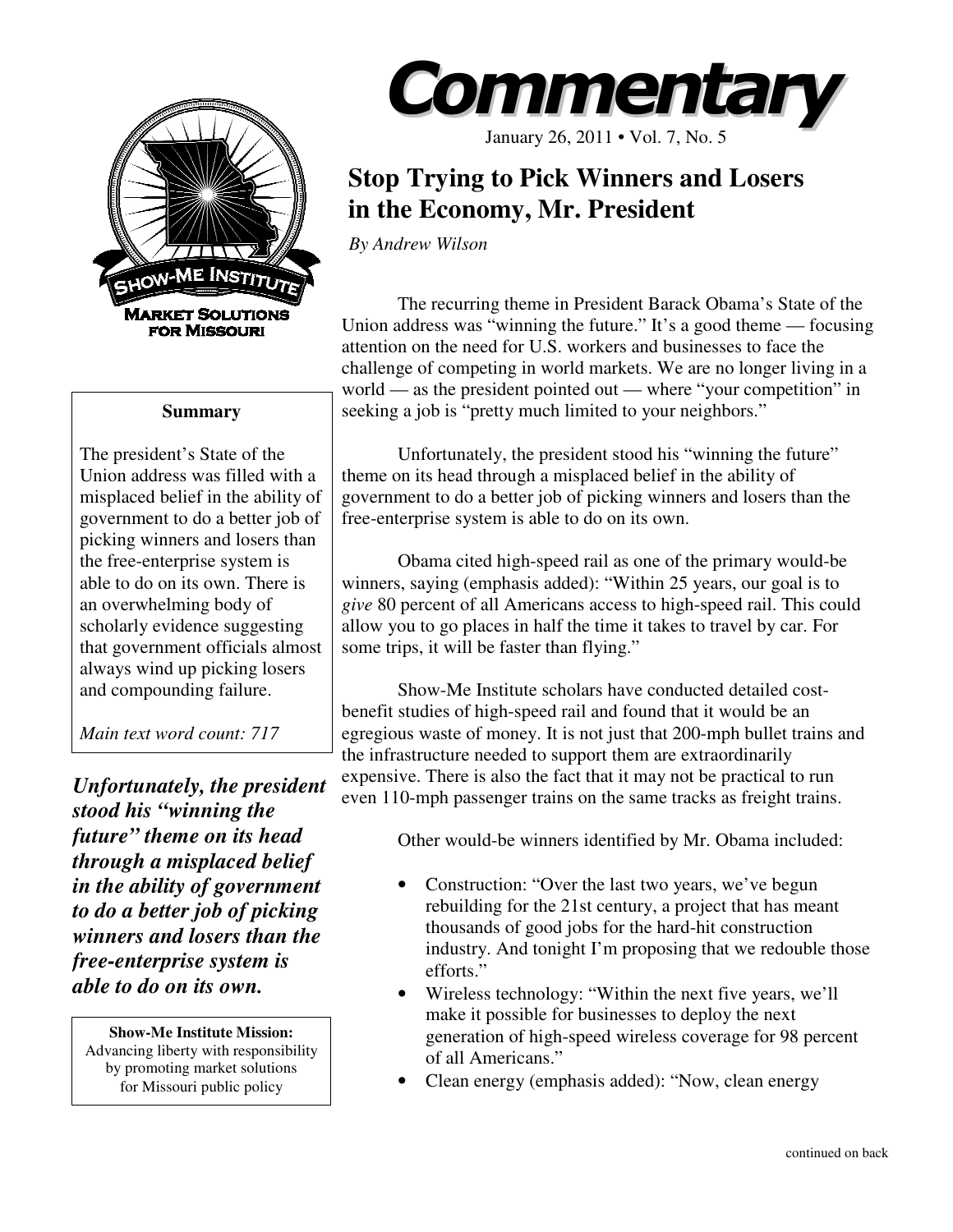# Commentary

January 26, 2011 • Vol. 7, No. 5

## Stop Trying to Pick Winners and Losers in the Economy, Mr. President

*By Andrew Wilson*

**Summary**

The president's State of the Union address was filled with a misplaced belief in the ability of government to do a better job of picking winners and losers than the free-enterprise system is able to do on its own. There is an overwhelming body of scholarly evidence suggesting that government officials almost always wind up picking losers and compounding failure.

*Main text word count: 717*

The recurring theme in President Barack Obama's State of the Union address was "winning the future." It's a good theme — focusing attention on the need for U.S. workers and businesses to face the challenge of competing in world markets. We are no longer living in a world — as the president pointed out — where "your competition" in seeking a job is "pretty much limited to your neighbors."

Unfortunately, the president stood his "winning the future" theme on its head through a misplaced belief in the ability of government to do a better job of picking winners and losers than the free-enterprise system is able to do on its own.

***Unfortunately, the president stood his "winning the future" theme on its head through a misplaced belief in the ability of government to do a better job of picking winners and losers than the free-enterprise system is able to do on its own.***

Obama cited high-speed rail as one of the primary would-be winners, saying (emphasis added): "Within 25 years, our goal is to *give* 80 percent of all Americans access to high-speed rail. This could allow you to go places in half the time it takes to travel by car. For some trips, it will be faster than flying."

Show-Me Institute scholars have conducted detailed cost-benefit studies of high-speed rail and found that it would be an egregious waste of money. It is not just that 200-mph bullet trains and the infrastructure needed to support them are extraordinarily expensive. There is also the fact that it may not be practical to run even 110-mph passenger trains on the same tracks as freight trains.

Other would-be winners identified by Mr. Obama included:

- Construction: "Over the last two years, we've begun rebuilding for the 21st century, a project that has meant thousands of good jobs for the hard-hit construction industry. And tonight I'm proposing that we redouble those efforts."
- Wireless technology: "Within the next five years, we'll make it possible for businesses to deploy the next generation of high-speed wireless coverage for 98 percent of all Americans."
- Clean energy (emphasis added): "Now, clean energy

continued on back

**Show-Me Institute Mission:**
Advancing liberty with responsibility by promoting market solutions for Missouri public policy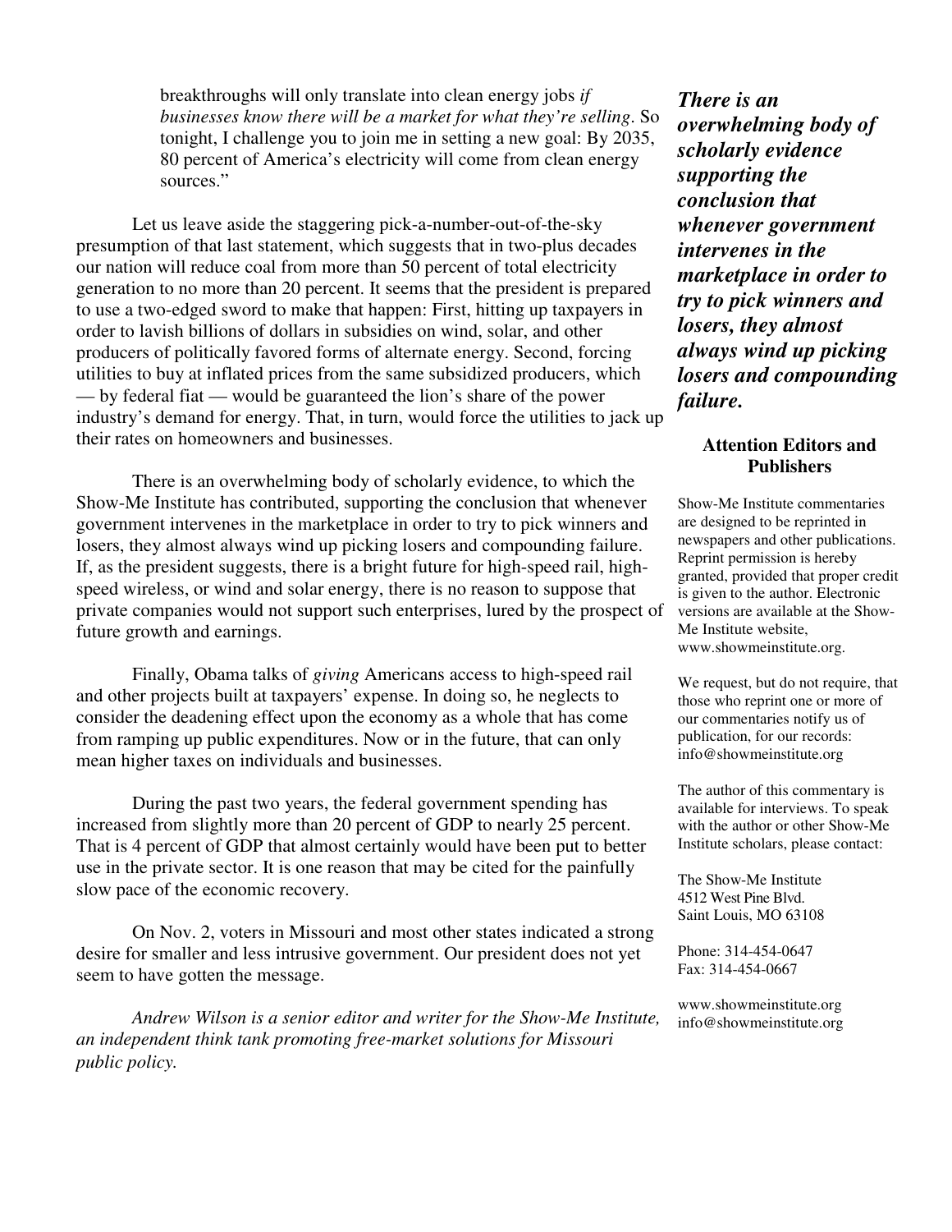breakthroughs will only translate into clean energy jobs *if businesses know there will be a market for what they're selling*. So tonight, I challenge you to join me in setting a new goal: By 2035, 80 percent of America's electricity will come from clean energy sources."

Let us leave aside the staggering pick-a-number-out-of-the-sky presumption of that last statement, which suggests that in two-plus decades our nation will reduce coal from more than 50 percent of total electricity generation to no more than 20 percent. It seems that the president is prepared to use a two-edged sword to make that happen: First, hitting up taxpayers in order to lavish billions of dollars in subsidies on wind, solar, and other producers of politically favored forms of alternate energy. Second, forcing utilities to buy at inflated prices from the same subsidized producers, which — by federal fiat — would be guaranteed the lion's share of the power industry's demand for energy. That, in turn, would force the utilities to jack up their rates on homeowners and businesses.

There is an overwhelming body of scholarly evidence, to which the Show-Me Institute has contributed, supporting the conclusion that whenever government intervenes in the marketplace in order to try to pick winners and losers, they almost always wind up picking losers and compounding failure. If, as the president suggests, there is a bright future for high-speed rail, high-speed wireless, or wind and solar energy, there is no reason to suppose that private companies would not support such enterprises, lured by the prospect of future growth and earnings.

Finally, Obama talks of *giving* Americans access to high-speed rail and other projects built at taxpayers' expense. In doing so, he neglects to consider the deadening effect upon the economy as a whole that has come from ramping up public expenditures. Now or in the future, that can only mean higher taxes on individuals and businesses.

During the past two years, the federal government spending has increased from slightly more than 20 percent of GDP to nearly 25 percent. That is 4 percent of GDP that almost certainly would have been put to better use in the private sector. It is one reason that may be cited for the painfully slow pace of the economic recovery.

On Nov. 2, voters in Missouri and most other states indicated a strong desire for smaller and less intrusive government. Our president does not yet seem to have gotten the message.

*Andrew Wilson is a senior editor and writer for the Show-Me Institute, an independent think tank promoting free-market solutions for Missouri public policy.*

***There is an overwhelming body of scholarly evidence supporting the conclusion that whenever government intervenes in the marketplace in order to try to pick winners and losers, they almost always wind up picking losers and compounding failure.***

**Attention Editors and Publishers**

Show-Me Institute commentaries are designed to be reprinted in newspapers and other publications. Reprint permission is hereby granted, provided that proper credit is given to the author. Electronic versions are available at the Show-Me Institute website, www.showmeinstitute.org.

We request, but do not require, that those who reprint one or more of our commentaries notify us of publication, for our records: info@showmeinstitute.org

The author of this commentary is available for interviews. To speak with the author or other Show-Me Institute scholars, please contact:

The Show-Me Institute
4512 West Pine Blvd.
Saint Louis, MO 63108

Phone: 314-454-0647
Fax: 314-454-0667

www.showmeinstitute.org
info@showmeinstitute.org